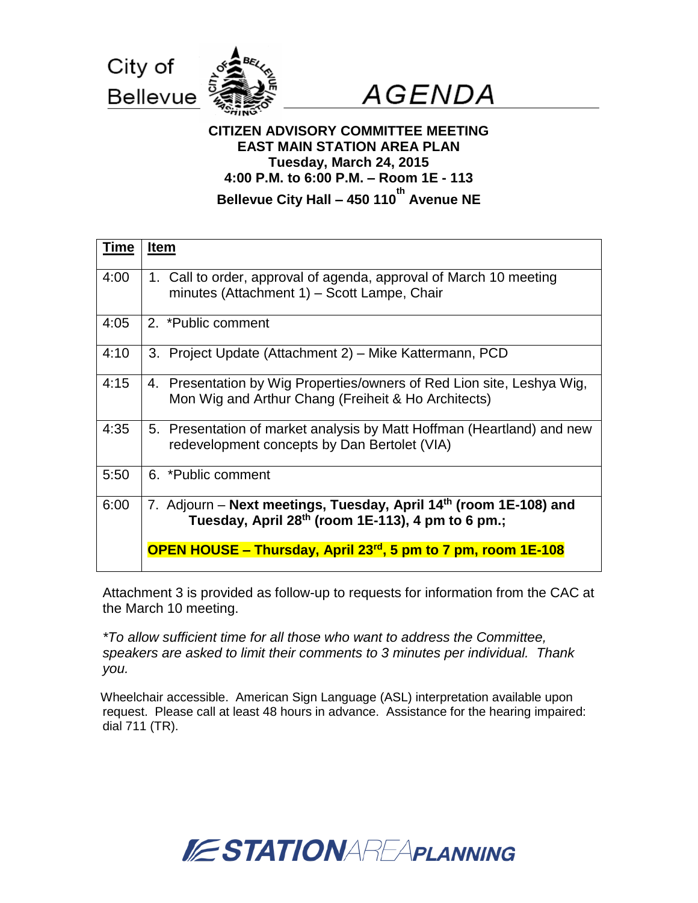City of Bellevue

# AGENDA

**CITIZEN ADVISORY COMMITTEE MEETING**
**EAST MAIN STATION AREA PLAN**
**Tuesday, March 24, 2015**
**4:00 P.M. to 6:00 P.M. – Room 1E - 113**
**Bellevue City Hall – 450 110th Avenue NE**

| Time | Item |
|---|---|
| 4:00 | 1. Call to order, approval of agenda, approval of March 10 meeting minutes (Attachment 1) – Scott Lampe, Chair |
| 4:05 | 2. *Public comment |
| 4:10 | 3. Project Update (Attachment 2) – Mike Kattermann, PCD |
| 4:15 | 4. Presentation by Wig Properties/owners of Red Lion site, Leshya Wig, Mon Wig and Arthur Chang (Freiheit & Ho Architects) |
| 4:35 | 5. Presentation of market analysis by Matt Hoffman (Heartland) and new redevelopment concepts by Dan Bertolet (VIA) |
| 5:50 | 6. *Public comment |
| 6:00 | 7. Adjourn – **Next meetings, Tuesday, April 14th (room 1E-108) and Tuesday, April 28th (room 1E-113), 4 pm to 6 pm.;** **OPEN HOUSE – Thursday, April 23rd, 5 pm to 7 pm, room 1E-108** |

Attachment 3 is provided as follow-up to requests for information from the CAC at the March 10 meeting.

*\*To allow sufficient time for all those who want to address the Committee, speakers are asked to limit their comments to 3 minutes per individual. Thank you.*

Wheelchair accessible. American Sign Language (ASL) interpretation available upon request. Please call at least 48 hours in advance. Assistance for the hearing impaired: dial 711 (TR).

STATION AREA PLANNING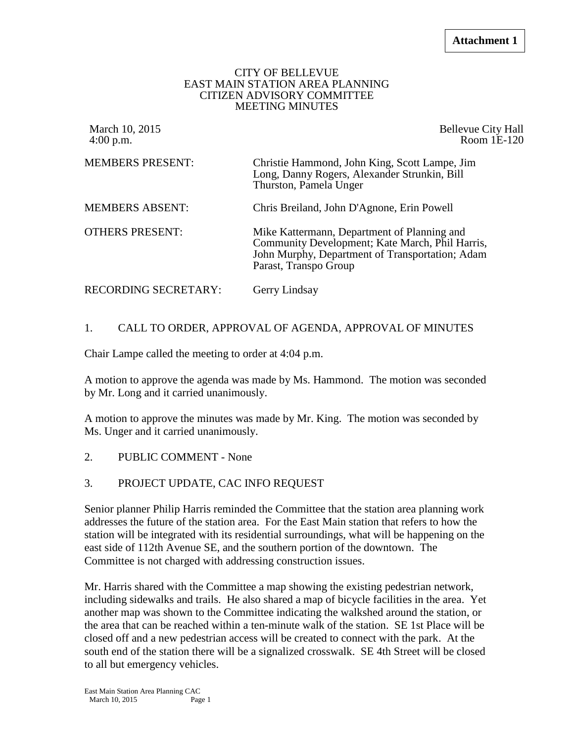**Attachment 1**

CITY OF BELLEVUE
EAST MAIN STATION AREA PLANNING
CITIZEN ADVISORY COMMITTEE
MEETING MINUTES

March 10, 2015
4:00 p.m.

Bellevue City Hall
Room 1E-120

| | |
|---|---|
| MEMBERS PRESENT: | Christie Hammond, John King, Scott Lampe, Jim Long, Danny Rogers, Alexander Strunkin, Bill Thurston, Pamela Unger |
| MEMBERS ABSENT: | Chris Breiland, John D'Agnone, Erin Powell |
| OTHERS PRESENT: | Mike Kattermann, Department of Planning and Community Development; Kate March, Phil Harris, John Murphy, Department of Transportation; Adam Parast, Transpo Group |
| RECORDING SECRETARY: | Gerry Lindsay |

1. CALL TO ORDER, APPROVAL OF AGENDA, APPROVAL OF MINUTES

Chair Lampe called the meeting to order at 4:04 p.m.

A motion to approve the agenda was made by Ms. Hammond. The motion was seconded by Mr. Long and it carried unanimously.

A motion to approve the minutes was made by Mr. King. The motion was seconded by Ms. Unger and it carried unanimously.

2. PUBLIC COMMENT - None

3. PROJECT UPDATE, CAC INFO REQUEST

Senior planner Philip Harris reminded the Committee that the station area planning work addresses the future of the station area. For the East Main station that refers to how the station will be integrated with its residential surroundings, what will be happening on the east side of 112th Avenue SE, and the southern portion of the downtown. The Committee is not charged with addressing construction issues.

Mr. Harris shared with the Committee a map showing the existing pedestrian network, including sidewalks and trails. He also shared a map of bicycle facilities in the area. Yet another map was shown to the Committee indicating the walkshed around the station, or the area that can be reached within a ten-minute walk of the station. SE 1st Place will be closed off and a new pedestrian access will be created to connect with the park. At the south end of the station there will be a signalized crosswalk. SE 4th Street will be closed to all but emergency vehicles.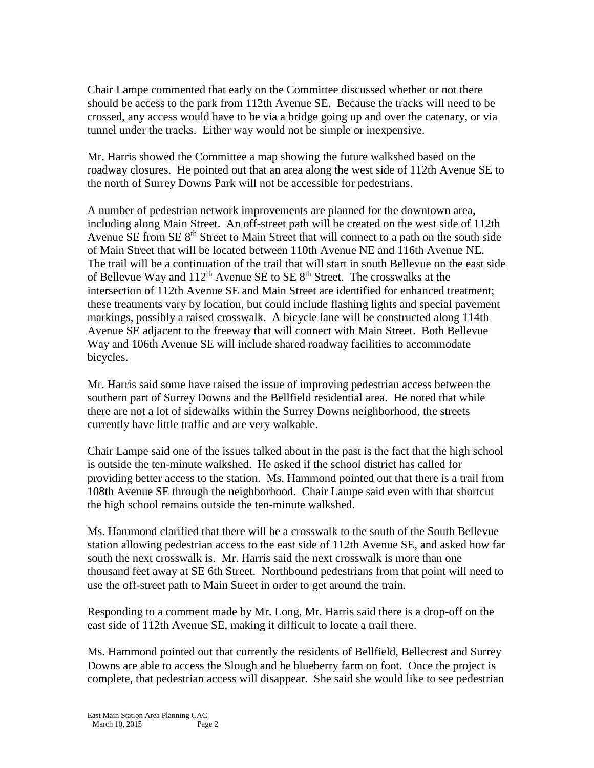Chair Lampe commented that early on the Committee discussed whether or not there should be access to the park from 112th Avenue SE. Because the tracks will need to be crossed, any access would have to be via a bridge going up and over the catenary, or via tunnel under the tracks. Either way would not be simple or inexpensive.

Mr. Harris showed the Committee a map showing the future walkshed based on the roadway closures. He pointed out that an area along the west side of 112th Avenue SE to the north of Surrey Downs Park will not be accessible for pedestrians.

A number of pedestrian network improvements are planned for the downtown area, including along Main Street. An off-street path will be created on the west side of 112th Avenue SE from SE 8th Street to Main Street that will connect to a path on the south side of Main Street that will be located between 110th Avenue NE and 116th Avenue NE. The trail will be a continuation of the trail that will start in south Bellevue on the east side of Bellevue Way and 112th Avenue SE to SE 8th Street. The crosswalks at the intersection of 112th Avenue SE and Main Street are identified for enhanced treatment; these treatments vary by location, but could include flashing lights and special pavement markings, possibly a raised crosswalk. A bicycle lane will be constructed along 114th Avenue SE adjacent to the freeway that will connect with Main Street. Both Bellevue Way and 106th Avenue SE will include shared roadway facilities to accommodate bicycles.

Mr. Harris said some have raised the issue of improving pedestrian access between the southern part of Surrey Downs and the Bellfield residential area. He noted that while there are not a lot of sidewalks within the Surrey Downs neighborhood, the streets currently have little traffic and are very walkable.

Chair Lampe said one of the issues talked about in the past is the fact that the high school is outside the ten-minute walkshed. He asked if the school district has called for providing better access to the station. Ms. Hammond pointed out that there is a trail from 108th Avenue SE through the neighborhood. Chair Lampe said even with that shortcut the high school remains outside the ten-minute walkshed.

Ms. Hammond clarified that there will be a crosswalk to the south of the South Bellevue station allowing pedestrian access to the east side of 112th Avenue SE, and asked how far south the next crosswalk is. Mr. Harris said the next crosswalk is more than one thousand feet away at SE 6th Street. Northbound pedestrians from that point will need to use the off-street path to Main Street in order to get around the train.

Responding to a comment made by Mr. Long, Mr. Harris said there is a drop-off on the east side of 112th Avenue SE, making it difficult to locate a trail there.

Ms. Hammond pointed out that currently the residents of Bellfield, Bellecrest and Surrey Downs are able to access the Slough and he blueberry farm on foot. Once the project is complete, that pedestrian access will disappear. She said she would like to see pedestrian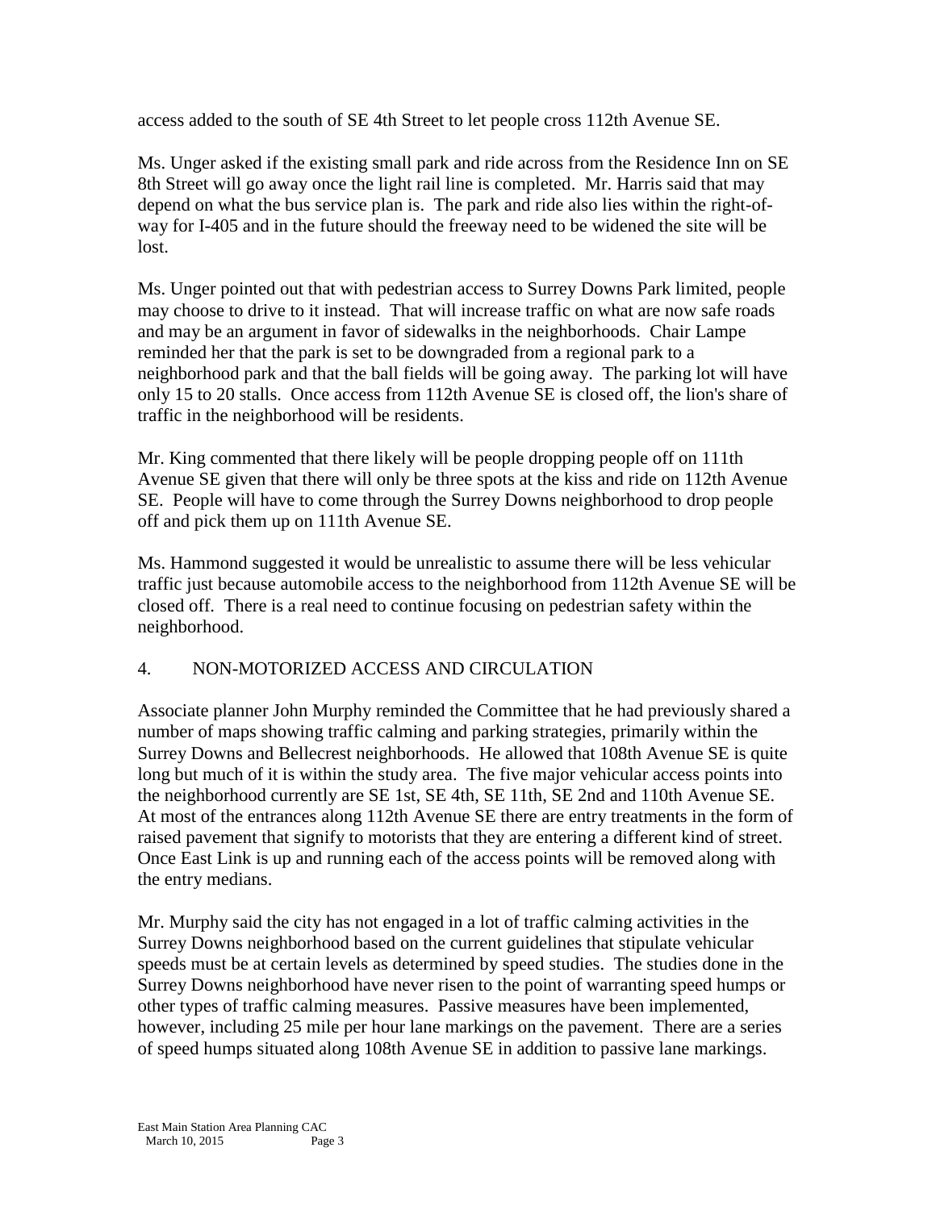access added to the south of SE 4th Street to let people cross 112th Avenue SE.

Ms. Unger asked if the existing small park and ride across from the Residence Inn on SE 8th Street will go away once the light rail line is completed. Mr. Harris said that may depend on what the bus service plan is. The park and ride also lies within the right-of-way for I-405 and in the future should the freeway need to be widened the site will be lost.

Ms. Unger pointed out that with pedestrian access to Surrey Downs Park limited, people may choose to drive to it instead. That will increase traffic on what are now safe roads and may be an argument in favor of sidewalks in the neighborhoods. Chair Lampe reminded her that the park is set to be downgraded from a regional park to a neighborhood park and that the ball fields will be going away. The parking lot will have only 15 to 20 stalls. Once access from 112th Avenue SE is closed off, the lion's share of traffic in the neighborhood will be residents.

Mr. King commented that there likely will be people dropping people off on 111th Avenue SE given that there will only be three spots at the kiss and ride on 112th Avenue SE. People will have to come through the Surrey Downs neighborhood to drop people off and pick them up on 111th Avenue SE.

Ms. Hammond suggested it would be unrealistic to assume there will be less vehicular traffic just because automobile access to the neighborhood from 112th Avenue SE will be closed off. There is a real need to continue focusing on pedestrian safety within the neighborhood.

## 4. NON-MOTORIZED ACCESS AND CIRCULATION

Associate planner John Murphy reminded the Committee that he had previously shared a number of maps showing traffic calming and parking strategies, primarily within the Surrey Downs and Bellecrest neighborhoods. He allowed that 108th Avenue SE is quite long but much of it is within the study area. The five major vehicular access points into the neighborhood currently are SE 1st, SE 4th, SE 11th, SE 2nd and 110th Avenue SE. At most of the entrances along 112th Avenue SE there are entry treatments in the form of raised pavement that signify to motorists that they are entering a different kind of street. Once East Link is up and running each of the access points will be removed along with the entry medians.

Mr. Murphy said the city has not engaged in a lot of traffic calming activities in the Surrey Downs neighborhood based on the current guidelines that stipulate vehicular speeds must be at certain levels as determined by speed studies. The studies done in the Surrey Downs neighborhood have never risen to the point of warranting speed humps or other types of traffic calming measures. Passive measures have been implemented, however, including 25 mile per hour lane markings on the pavement. There are a series of speed humps situated along 108th Avenue SE in addition to passive lane markings.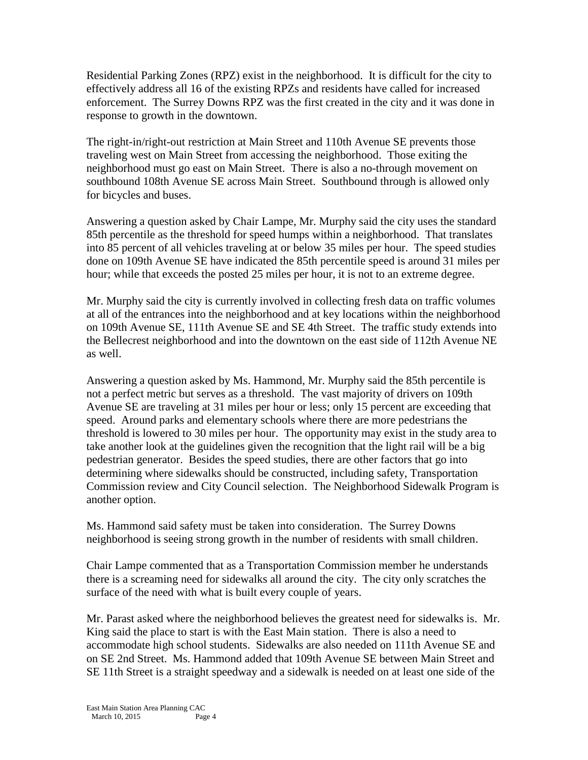Residential Parking Zones (RPZ) exist in the neighborhood. It is difficult for the city to effectively address all 16 of the existing RPZs and residents have called for increased enforcement. The Surrey Downs RPZ was the first created in the city and it was done in response to growth in the downtown.

The right-in/right-out restriction at Main Street and 110th Avenue SE prevents those traveling west on Main Street from accessing the neighborhood. Those exiting the neighborhood must go east on Main Street. There is also a no-through movement on southbound 108th Avenue SE across Main Street. Southbound through is allowed only for bicycles and buses.

Answering a question asked by Chair Lampe, Mr. Murphy said the city uses the standard 85th percentile as the threshold for speed humps within a neighborhood. That translates into 85 percent of all vehicles traveling at or below 35 miles per hour. The speed studies done on 109th Avenue SE have indicated the 85th percentile speed is around 31 miles per hour; while that exceeds the posted 25 miles per hour, it is not to an extreme degree.

Mr. Murphy said the city is currently involved in collecting fresh data on traffic volumes at all of the entrances into the neighborhood and at key locations within the neighborhood on 109th Avenue SE, 111th Avenue SE and SE 4th Street. The traffic study extends into the Bellecrest neighborhood and into the downtown on the east side of 112th Avenue NE as well.

Answering a question asked by Ms. Hammond, Mr. Murphy said the 85th percentile is not a perfect metric but serves as a threshold. The vast majority of drivers on 109th Avenue SE are traveling at 31 miles per hour or less; only 15 percent are exceeding that speed. Around parks and elementary schools where there are more pedestrians the threshold is lowered to 30 miles per hour. The opportunity may exist in the study area to take another look at the guidelines given the recognition that the light rail will be a big pedestrian generator. Besides the speed studies, there are other factors that go into determining where sidewalks should be constructed, including safety, Transportation Commission review and City Council selection. The Neighborhood Sidewalk Program is another option.

Ms. Hammond said safety must be taken into consideration. The Surrey Downs neighborhood is seeing strong growth in the number of residents with small children.

Chair Lampe commented that as a Transportation Commission member he understands there is a screaming need for sidewalks all around the city. The city only scratches the surface of the need with what is built every couple of years.

Mr. Parast asked where the neighborhood believes the greatest need for sidewalks is. Mr. King said the place to start is with the East Main station. There is also a need to accommodate high school students. Sidewalks are also needed on 111th Avenue SE and on SE 2nd Street. Ms. Hammond added that 109th Avenue SE between Main Street and SE 11th Street is a straight speedway and a sidewalk is needed on at least one side of the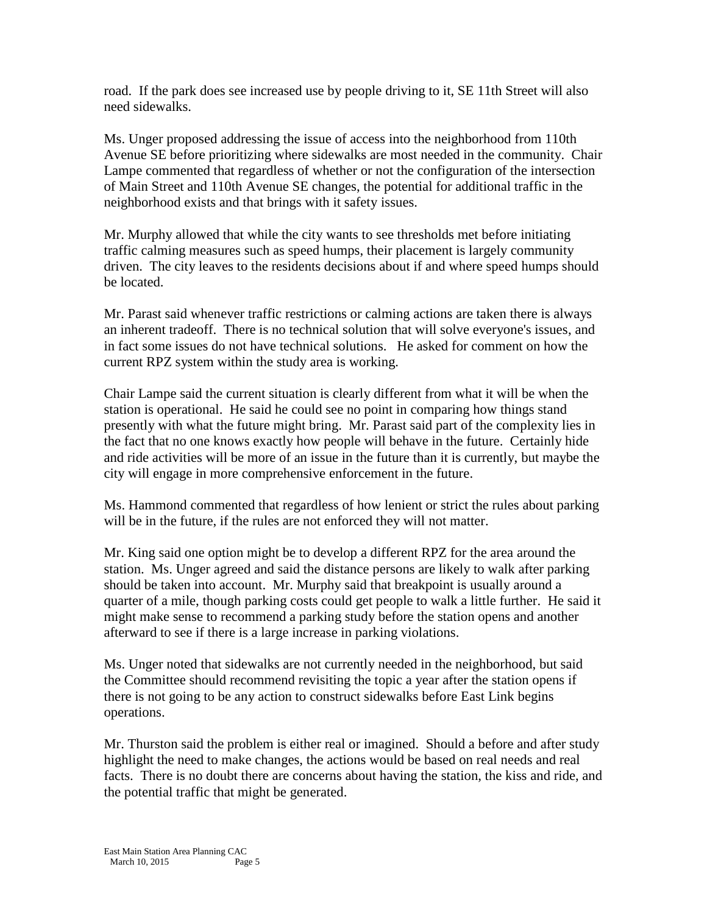road. If the park does see increased use by people driving to it, SE 11th Street will also need sidewalks.

Ms. Unger proposed addressing the issue of access into the neighborhood from 110th Avenue SE before prioritizing where sidewalks are most needed in the community. Chair Lampe commented that regardless of whether or not the configuration of the intersection of Main Street and 110th Avenue SE changes, the potential for additional traffic in the neighborhood exists and that brings with it safety issues.

Mr. Murphy allowed that while the city wants to see thresholds met before initiating traffic calming measures such as speed humps, their placement is largely community driven. The city leaves to the residents decisions about if and where speed humps should be located.

Mr. Parast said whenever traffic restrictions or calming actions are taken there is always an inherent tradeoff. There is no technical solution that will solve everyone's issues, and in fact some issues do not have technical solutions. He asked for comment on how the current RPZ system within the study area is working.

Chair Lampe said the current situation is clearly different from what it will be when the station is operational. He said he could see no point in comparing how things stand presently with what the future might bring. Mr. Parast said part of the complexity lies in the fact that no one knows exactly how people will behave in the future. Certainly hide and ride activities will be more of an issue in the future than it is currently, but maybe the city will engage in more comprehensive enforcement in the future.

Ms. Hammond commented that regardless of how lenient or strict the rules about parking will be in the future, if the rules are not enforced they will not matter.

Mr. King said one option might be to develop a different RPZ for the area around the station. Ms. Unger agreed and said the distance persons are likely to walk after parking should be taken into account. Mr. Murphy said that breakpoint is usually around a quarter of a mile, though parking costs could get people to walk a little further. He said it might make sense to recommend a parking study before the station opens and another afterward to see if there is a large increase in parking violations.

Ms. Unger noted that sidewalks are not currently needed in the neighborhood, but said the Committee should recommend revisiting the topic a year after the station opens if there is not going to be any action to construct sidewalks before East Link begins operations.

Mr. Thurston said the problem is either real or imagined. Should a before and after study highlight the need to make changes, the actions would be based on real needs and real facts. There is no doubt there are concerns about having the station, the kiss and ride, and the potential traffic that might be generated.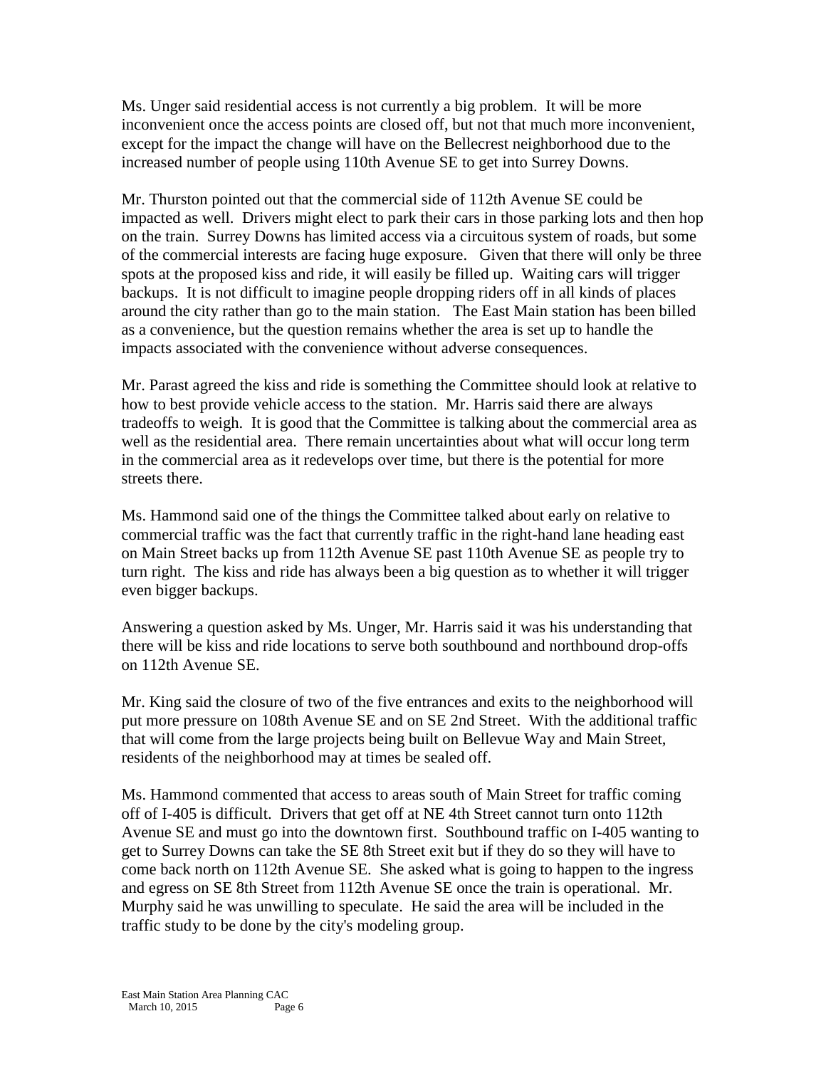Ms. Unger said residential access is not currently a big problem. It will be more inconvenient once the access points are closed off, but not that much more inconvenient, except for the impact the change will have on the Bellecrest neighborhood due to the increased number of people using 110th Avenue SE to get into Surrey Downs.

Mr. Thurston pointed out that the commercial side of 112th Avenue SE could be impacted as well. Drivers might elect to park their cars in those parking lots and then hop on the train. Surrey Downs has limited access via a circuitous system of roads, but some of the commercial interests are facing huge exposure. Given that there will only be three spots at the proposed kiss and ride, it will easily be filled up. Waiting cars will trigger backups. It is not difficult to imagine people dropping riders off in all kinds of places around the city rather than go to the main station. The East Main station has been billed as a convenience, but the question remains whether the area is set up to handle the impacts associated with the convenience without adverse consequences.

Mr. Parast agreed the kiss and ride is something the Committee should look at relative to how to best provide vehicle access to the station. Mr. Harris said there are always tradeoffs to weigh. It is good that the Committee is talking about the commercial area as well as the residential area. There remain uncertainties about what will occur long term in the commercial area as it redevelops over time, but there is the potential for more streets there.

Ms. Hammond said one of the things the Committee talked about early on relative to commercial traffic was the fact that currently traffic in the right-hand lane heading east on Main Street backs up from 112th Avenue SE past 110th Avenue SE as people try to turn right. The kiss and ride has always been a big question as to whether it will trigger even bigger backups.

Answering a question asked by Ms. Unger, Mr. Harris said it was his understanding that there will be kiss and ride locations to serve both southbound and northbound drop-offs on 112th Avenue SE.

Mr. King said the closure of two of the five entrances and exits to the neighborhood will put more pressure on 108th Avenue SE and on SE 2nd Street. With the additional traffic that will come from the large projects being built on Bellevue Way and Main Street, residents of the neighborhood may at times be sealed off.

Ms. Hammond commented that access to areas south of Main Street for traffic coming off of I-405 is difficult. Drivers that get off at NE 4th Street cannot turn onto 112th Avenue SE and must go into the downtown first. Southbound traffic on I-405 wanting to get to Surrey Downs can take the SE 8th Street exit but if they do so they will have to come back north on 112th Avenue SE. She asked what is going to happen to the ingress and egress on SE 8th Street from 112th Avenue SE once the train is operational. Mr. Murphy said he was unwilling to speculate. He said the area will be included in the traffic study to be done by the city's modeling group.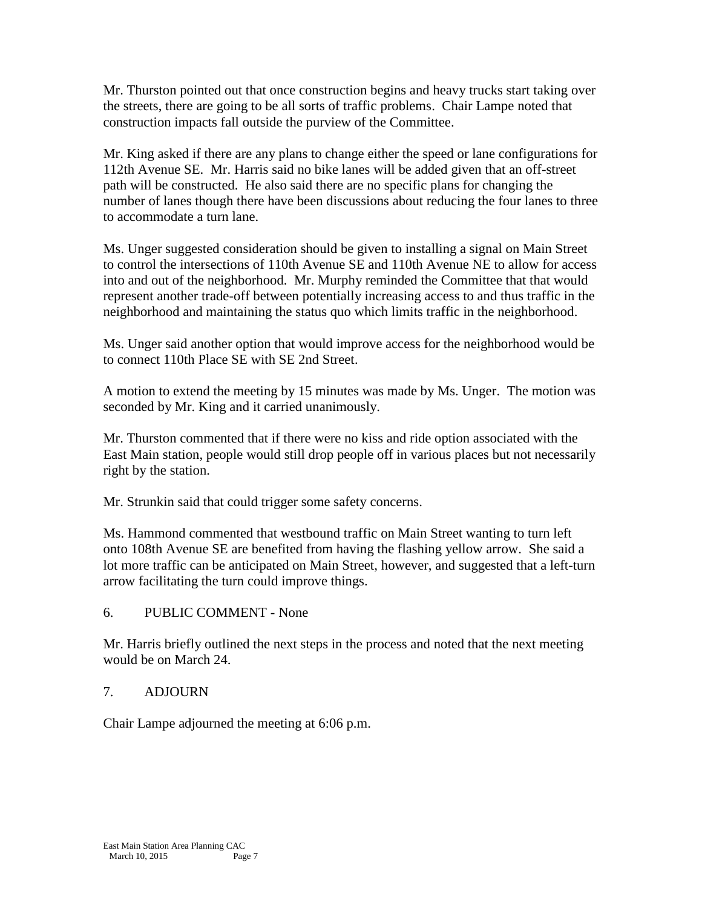Mr. Thurston pointed out that once construction begins and heavy trucks start taking over the streets, there are going to be all sorts of traffic problems. Chair Lampe noted that construction impacts fall outside the purview of the Committee.

Mr. King asked if there are any plans to change either the speed or lane configurations for 112th Avenue SE. Mr. Harris said no bike lanes will be added given that an off-street path will be constructed. He also said there are no specific plans for changing the number of lanes though there have been discussions about reducing the four lanes to three to accommodate a turn lane.

Ms. Unger suggested consideration should be given to installing a signal on Main Street to control the intersections of 110th Avenue SE and 110th Avenue NE to allow for access into and out of the neighborhood. Mr. Murphy reminded the Committee that that would represent another trade-off between potentially increasing access to and thus traffic in the neighborhood and maintaining the status quo which limits traffic in the neighborhood.

Ms. Unger said another option that would improve access for the neighborhood would be to connect 110th Place SE with SE 2nd Street.

A motion to extend the meeting by 15 minutes was made by Ms. Unger. The motion was seconded by Mr. King and it carried unanimously.

Mr. Thurston commented that if there were no kiss and ride option associated with the East Main station, people would still drop people off in various places but not necessarily right by the station.

Mr. Strunkin said that could trigger some safety concerns.

Ms. Hammond commented that westbound traffic on Main Street wanting to turn left onto 108th Avenue SE are benefited from having the flashing yellow arrow. She said a lot more traffic can be anticipated on Main Street, however, and suggested that a left-turn arrow facilitating the turn could improve things.

6. PUBLIC COMMENT - None

Mr. Harris briefly outlined the next steps in the process and noted that the next meeting would be on March 24.

7. ADJOURN

Chair Lampe adjourned the meeting at 6:06 p.m.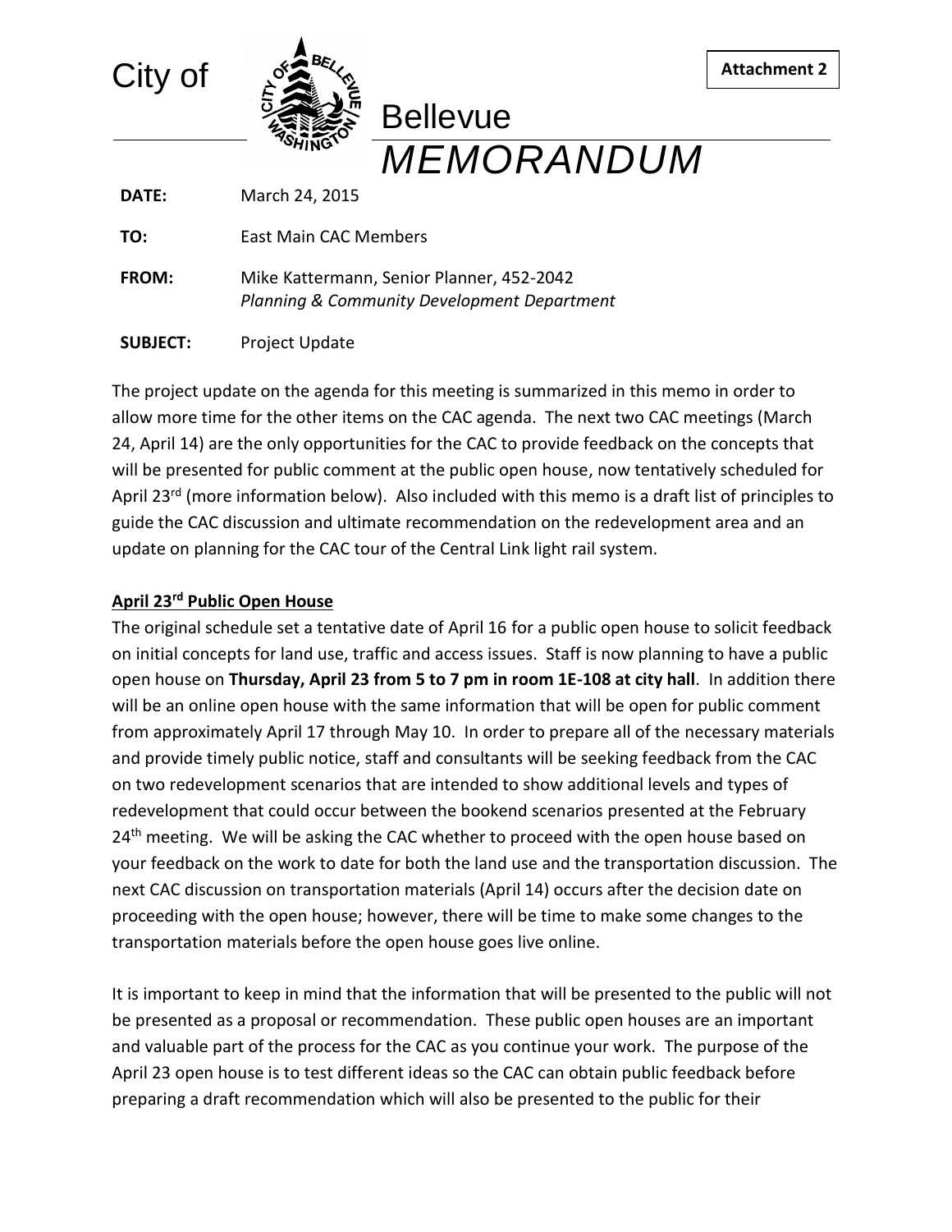**Attachment 2**

City of Bellevue

# MEMORANDUM

**DATE:** March 24, 2015

**TO:** East Main CAC Members

**FROM:** Mike Kattermann, Senior Planner, 452-2042
*Planning & Community Development Department*

**SUBJECT:** Project Update

The project update on the agenda for this meeting is summarized in this memo in order to allow more time for the other items on the CAC agenda. The next two CAC meetings (March 24, April 14) are the only opportunities for the CAC to provide feedback on the concepts that will be presented for public comment at the public open house, now tentatively scheduled for April 23rd (more information below). Also included with this memo is a draft list of principles to guide the CAC discussion and ultimate recommendation on the redevelopment area and an update on planning for the CAC tour of the Central Link light rail system.

**April 23rd Public Open House**

The original schedule set a tentative date of April 16 for a public open house to solicit feedback on initial concepts for land use, traffic and access issues. Staff is now planning to have a public open house on **Thursday, April 23 from 5 to 7 pm in room 1E-108 at city hall**. In addition there will be an online open house with the same information that will be open for public comment from approximately April 17 through May 10. In order to prepare all of the necessary materials and provide timely public notice, staff and consultants will be seeking feedback from the CAC on two redevelopment scenarios that are intended to show additional levels and types of redevelopment that could occur between the bookend scenarios presented at the February 24th meeting. We will be asking the CAC whether to proceed with the open house based on your feedback on the work to date for both the land use and the transportation discussion. The next CAC discussion on transportation materials (April 14) occurs after the decision date on proceeding with the open house; however, there will be time to make some changes to the transportation materials before the open house goes live online.

It is important to keep in mind that the information that will be presented to the public will not be presented as a proposal or recommendation. These public open houses are an important and valuable part of the process for the CAC as you continue your work. The purpose of the April 23 open house is to test different ideas so the CAC can obtain public feedback before preparing a draft recommendation which will also be presented to the public for their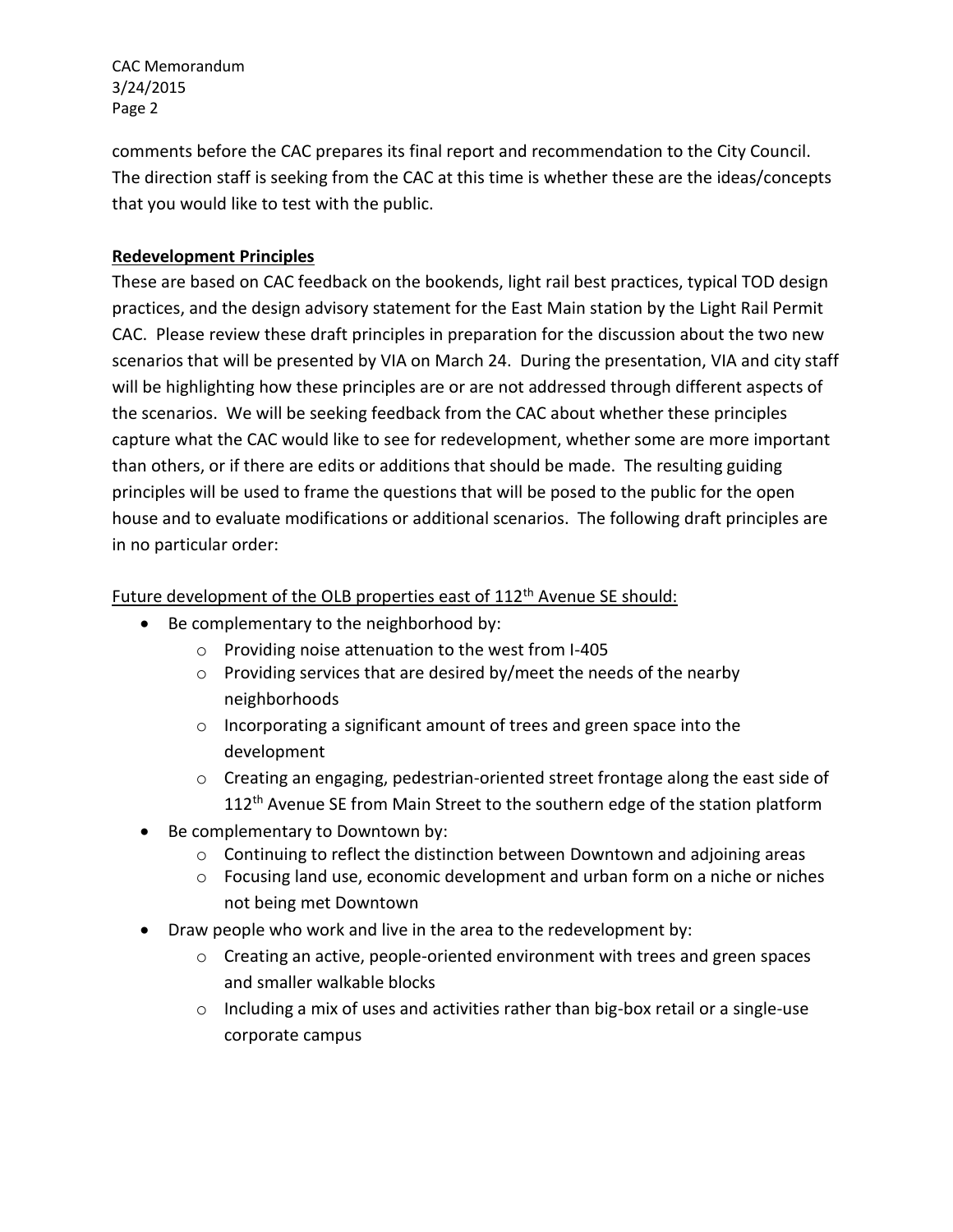comments before the CAC prepares its final report and recommendation to the City Council. The direction staff is seeking from the CAC at this time is whether these are the ideas/concepts that you would like to test with the public.

**Redevelopment Principles**

These are based on CAC feedback on the bookends, light rail best practices, typical TOD design practices, and the design advisory statement for the East Main station by the Light Rail Permit CAC. Please review these draft principles in preparation for the discussion about the two new scenarios that will be presented by VIA on March 24. During the presentation, VIA and city staff will be highlighting how these principles are or are not addressed through different aspects of the scenarios. We will be seeking feedback from the CAC about whether these principles capture what the CAC would like to see for redevelopment, whether some are more important than others, or if there are edits or additions that should be made. The resulting guiding principles will be used to frame the questions that will be posed to the public for the open house and to evaluate modifications or additional scenarios. The following draft principles are in no particular order:

Future development of the OLB properties east of 112th Avenue SE should:

- Be complementary to the neighborhood by:
  - Providing noise attenuation to the west from I-405
  - Providing services that are desired by/meet the needs of the nearby neighborhoods
  - Incorporating a significant amount of trees and green space into the development
  - Creating an engaging, pedestrian-oriented street frontage along the east side of 112th Avenue SE from Main Street to the southern edge of the station platform
- Be complementary to Downtown by:
  - Continuing to reflect the distinction between Downtown and adjoining areas
  - Focusing land use, economic development and urban form on a niche or niches not being met Downtown
- Draw people who work and live in the area to the redevelopment by:
  - Creating an active, people-oriented environment with trees and green spaces and smaller walkable blocks
  - Including a mix of uses and activities rather than big-box retail or a single-use corporate campus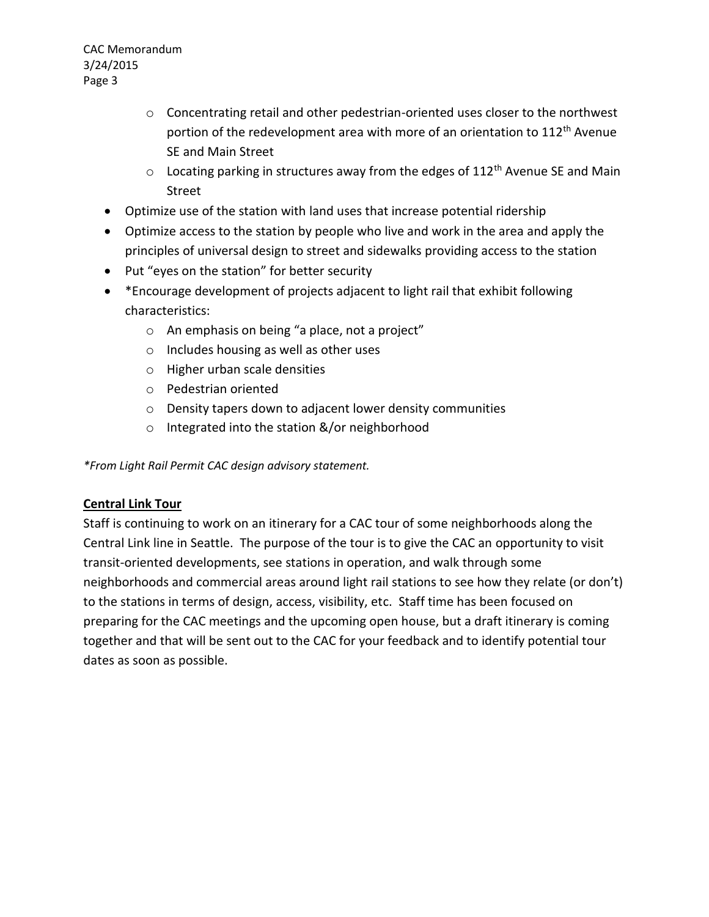- Concentrating retail and other pedestrian-oriented uses closer to the northwest portion of the redevelopment area with more of an orientation to 112th Avenue SE and Main Street
    - Locating parking in structures away from the edges of 112th Avenue SE and Main Street
- Optimize use of the station with land uses that increase potential ridership
- Optimize access to the station by people who live and work in the area and apply the principles of universal design to street and sidewalks providing access to the station
- Put "eyes on the station" for better security
- *Encourage development of projects adjacent to light rail that exhibit following characteristics:
    - An emphasis on being "a place, not a project"
    - Includes housing as well as other uses
    - Higher urban scale densities
    - Pedestrian oriented
    - Density tapers down to adjacent lower density communities
    - Integrated into the station &/or neighborhood

*\*From Light Rail Permit CAC design advisory statement.*

**Central Link Tour**

Staff is continuing to work on an itinerary for a CAC tour of some neighborhoods along the Central Link line in Seattle. The purpose of the tour is to give the CAC an opportunity to visit transit-oriented developments, see stations in operation, and walk through some neighborhoods and commercial areas around light rail stations to see how they relate (or don't) to the stations in terms of design, access, visibility, etc. Staff time has been focused on preparing for the CAC meetings and the upcoming open house, but a draft itinerary is coming together and that will be sent out to the CAC for your feedback and to identify potential tour dates as soon as possible.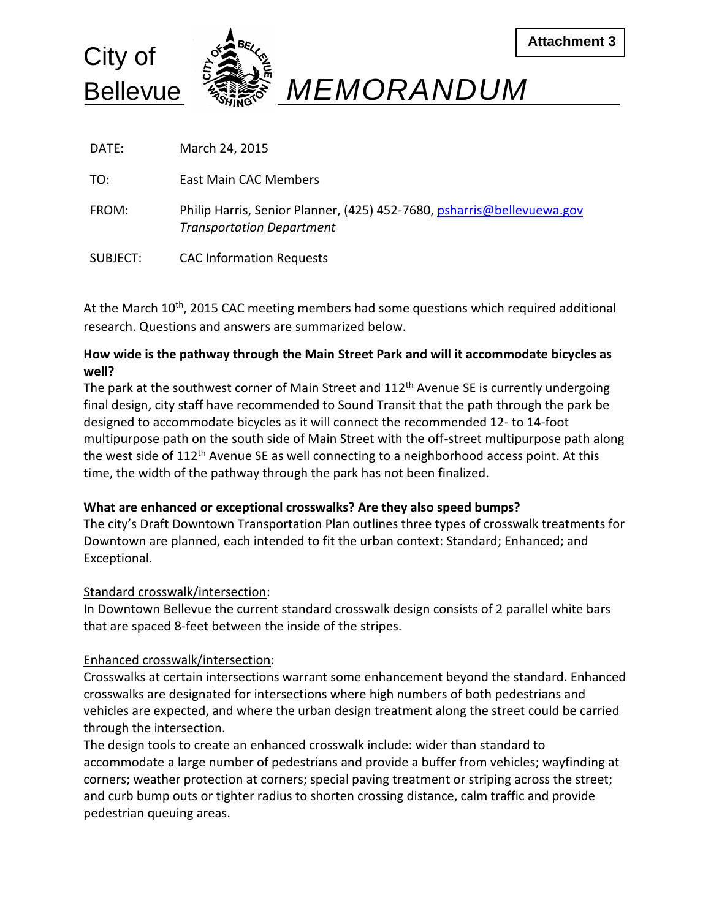Attachment 3

City of Bellevue

# MEMORANDUM

DATE: March 24, 2015

TO: East Main CAC Members

FROM: Philip Harris, Senior Planner, (425) 452-7680, pshar­ris@bellevuewa.gov
*Transportation Department*

SUBJECT: CAC Information Requests

At the March 10th, 2015 CAC meeting members had some questions which required additional research. Questions and answers are summarized below.

**How wide is the pathway through the Main Street Park and will it accommodate bicycles as well?**

The park at the southwest corner of Main Street and 112th Avenue SE is currently undergoing final design, city staff have recommended to Sound Transit that the path through the park be designed to accommodate bicycles as it will connect the recommended 12- to 14-foot multipurpose path on the south side of Main Street with the off-street multipurpose path along the west side of 112th Avenue SE as well connecting to a neighborhood access point. At this time, the width of the pathway through the park has not been finalized.

**What are enhanced or exceptional crosswalks? Are they also speed bumps?**

The city's Draft Downtown Transportation Plan outlines three types of crosswalk treatments for Downtown are planned, each intended to fit the urban context: Standard; Enhanced; and Exceptional.

Standard crosswalk/intersection:

In Downtown Bellevue the current standard crosswalk design consists of 2 parallel white bars that are spaced 8-feet between the inside of the stripes.

Enhanced crosswalk/intersection:

Crosswalks at certain intersections warrant some enhancement beyond the standard. Enhanced crosswalks are designated for intersections where high numbers of both pedestrians and vehicles are expected, and where the urban design treatment along the street could be carried through the intersection.

The design tools to create an enhanced crosswalk include: wider than standard to accommodate a large number of pedestrians and provide a buffer from vehicles; wayfinding at corners; weather protection at corners; special paving treatment or striping across the street; and curb bump outs or tighter radius to shorten crossing distance, calm traffic and provide pedestrian queuing areas.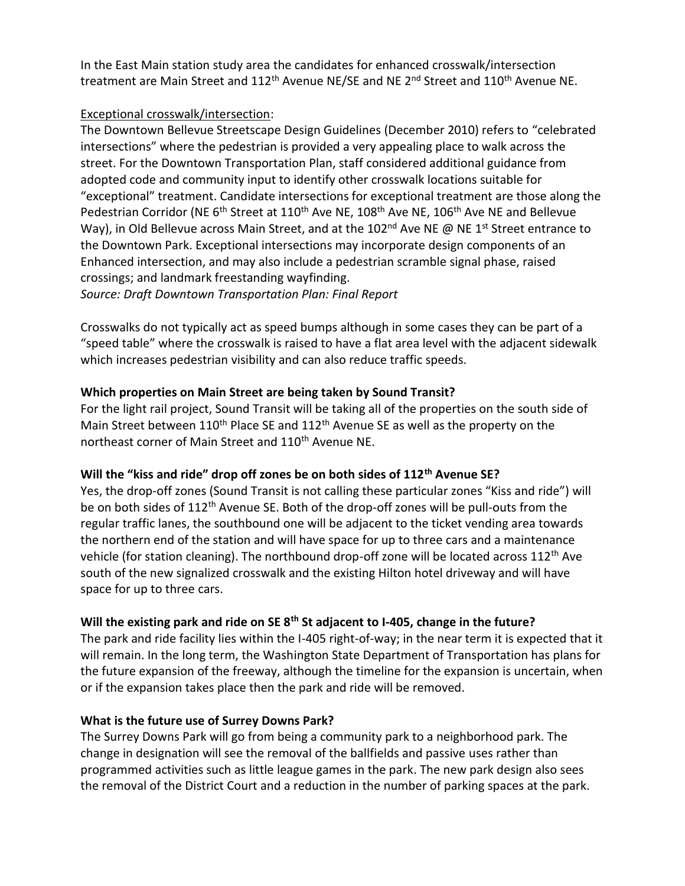In the East Main station study area the candidates for enhanced crosswalk/intersection treatment are Main Street and 112th Avenue NE/SE and NE 2nd Street and 110th Avenue NE.

<u>Exceptional crosswalk/intersection</u>:

The Downtown Bellevue Streetscape Design Guidelines (December 2010) refers to "celebrated intersections" where the pedestrian is provided a very appealing place to walk across the street. For the Downtown Transportation Plan, staff considered additional guidance from adopted code and community input to identify other crosswalk locations suitable for "exceptional" treatment. Candidate intersections for exceptional treatment are those along the Pedestrian Corridor (NE 6th Street at 110th Ave NE, 108th Ave NE, 106th Ave NE and Bellevue Way), in Old Bellevue across Main Street, and at the 102nd Ave NE @ NE 1st Street entrance to the Downtown Park. Exceptional intersections may incorporate design components of an Enhanced intersection, and may also include a pedestrian scramble signal phase, raised crossings; and landmark freestanding wayfinding.

*Source: Draft Downtown Transportation Plan: Final Report*

Crosswalks do not typically act as speed bumps although in some cases they can be part of a "speed table" where the crosswalk is raised to have a flat area level with the adjacent sidewalk which increases pedestrian visibility and can also reduce traffic speeds.

**Which properties on Main Street are being taken by Sound Transit?**

For the light rail project, Sound Transit will be taking all of the properties on the south side of Main Street between 110th Place SE and 112th Avenue SE as well as the property on the northeast corner of Main Street and 110th Avenue NE.

**Will the "kiss and ride" drop off zones be on both sides of 112th Avenue SE?**

Yes, the drop-off zones (Sound Transit is not calling these particular zones "Kiss and ride") will be on both sides of 112th Avenue SE. Both of the drop-off zones will be pull-outs from the regular traffic lanes, the southbound one will be adjacent to the ticket vending area towards the northern end of the station and will have space for up to three cars and a maintenance vehicle (for station cleaning). The northbound drop-off zone will be located across 112th Ave south of the new signalized crosswalk and the existing Hilton hotel driveway and will have space for up to three cars.

**Will the existing park and ride on SE 8th St adjacent to I-405, change in the future?**

The park and ride facility lies within the I-405 right-of-way; in the near term it is expected that it will remain. In the long term, the Washington State Department of Transportation has plans for the future expansion of the freeway, although the timeline for the expansion is uncertain, when or if the expansion takes place then the park and ride will be removed.

**What is the future use of Surrey Downs Park?**

The Surrey Downs Park will go from being a community park to a neighborhood park. The change in designation will see the removal of the ballfields and passive uses rather than programmed activities such as little league games in the park. The new park design also sees the removal of the District Court and a reduction in the number of parking spaces at the park.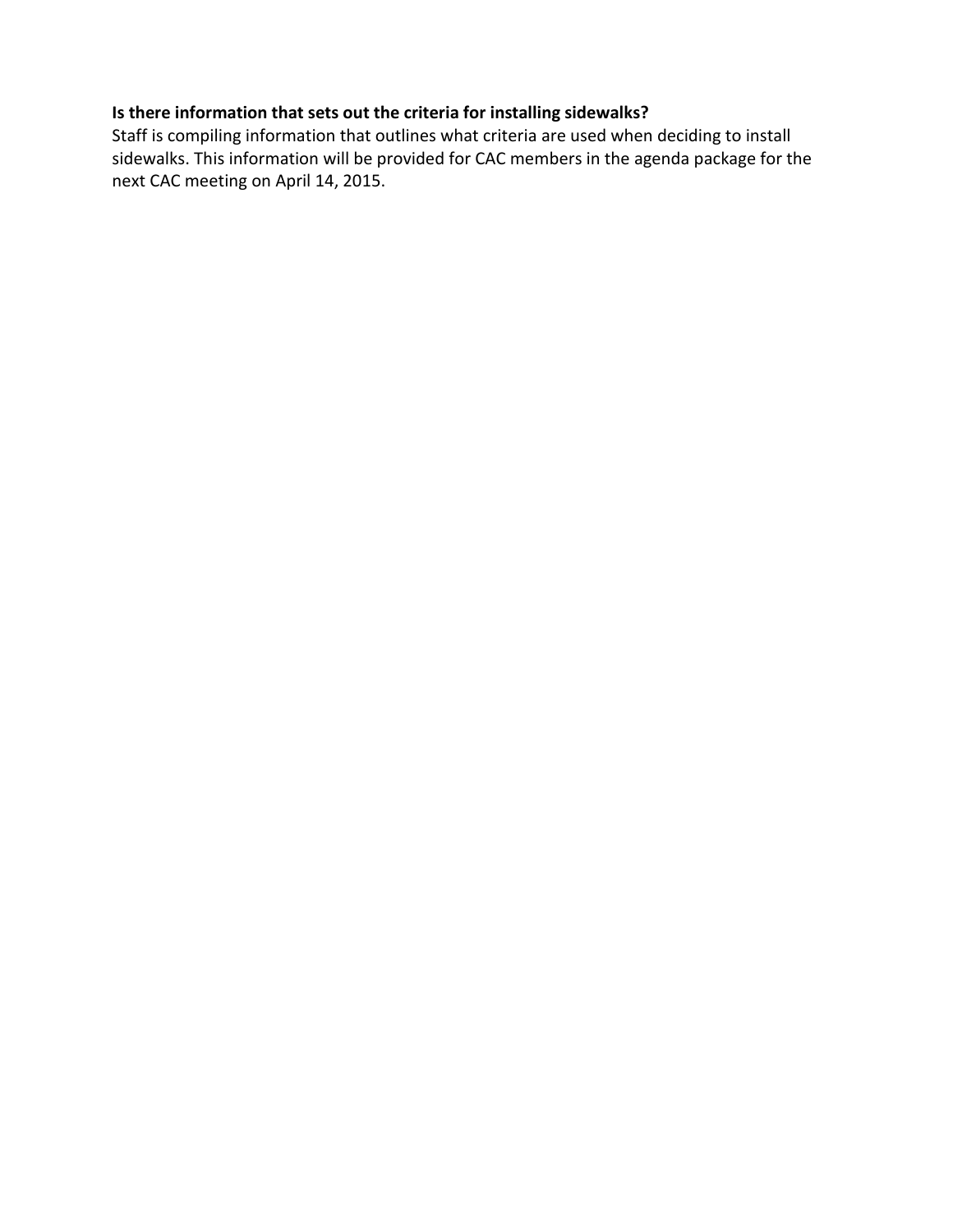**Is there information that sets out the criteria for installing sidewalks?**

Staff is compiling information that outlines what criteria are used when deciding to install sidewalks. This information will be provided for CAC members in the agenda package for the next CAC meeting on April 14, 2015.